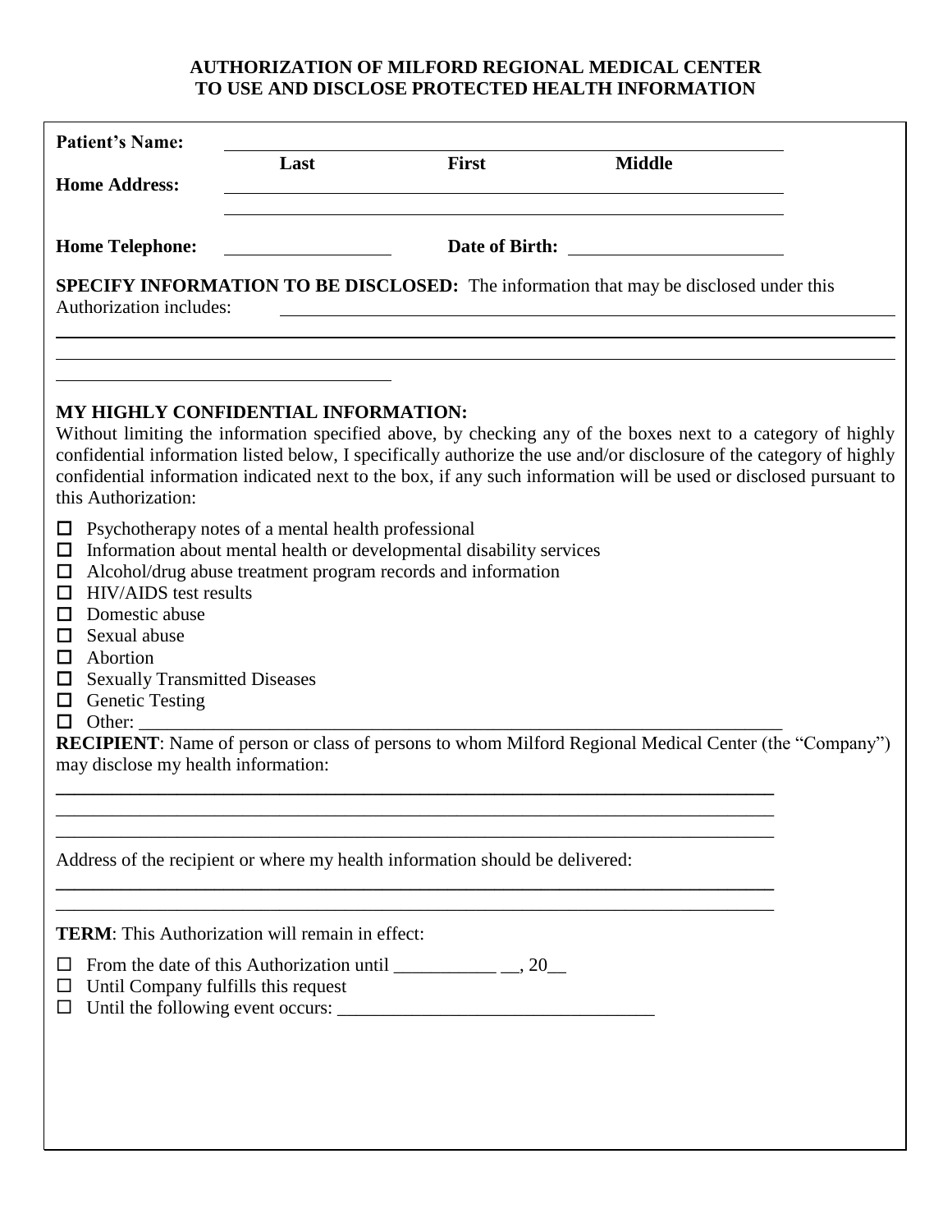# AUTHORIZATION OF MILFORD REGIONAL MEDICAL CENTER TO USE AND DISCLOSE PROTECTED HEALTH INFORMATION

**Patient's Name:** ______________________________________________
**Last** **First** **Middle**

**Home Address:** ______________________________________________
______________________________________________

**Home Telephone:** ________________ **Date of Birth:** ____________________

**SPECIFY INFORMATION TO BE DISCLOSED:** The information that may be disclosed under this Authorization includes: ______________________________________________
______________________________________________________________________________
______________________________________________________________________________
__________________________________

**MY HIGHLY CONFIDENTIAL INFORMATION:**
Without limiting the information specified above, by checking any of the boxes next to a category of highly confidential information listed below, I specifically authorize the use and/or disclosure of the category of highly confidential information indicated next to the box, if any such information will be used or disclosed pursuant to this Authorization:

- ☐ Psychotherapy notes of a mental health professional
- ☐ Information about mental health or developmental disability services
- ☐ Alcohol/drug abuse treatment program records and information
- ☐ HIV/AIDS test results
- ☐ Domestic abuse
- ☐ Sexual abuse
- ☐ Abortion
- ☐ Sexually Transmitted Diseases
- ☐ Genetic Testing
- ☐ Other: ____________________________________________________________

**RECIPIENT**: Name of person or class of persons to whom Milford Regional Medical Center (the "Company") may disclose my health information:

______________________________________________________________________________
______________________________________________________________________________
______________________________________________________________________________

Address of the recipient or where my health information should be delivered:

______________________________________________________________________________
______________________________________________________________________________

**TERM**: This Authorization will remain in effect:

- ☐ From the date of this Authorization until ___________ __, 20__
- ☐ Until Company fulfills this request
- ☐ Until the following event occurs: _________________________________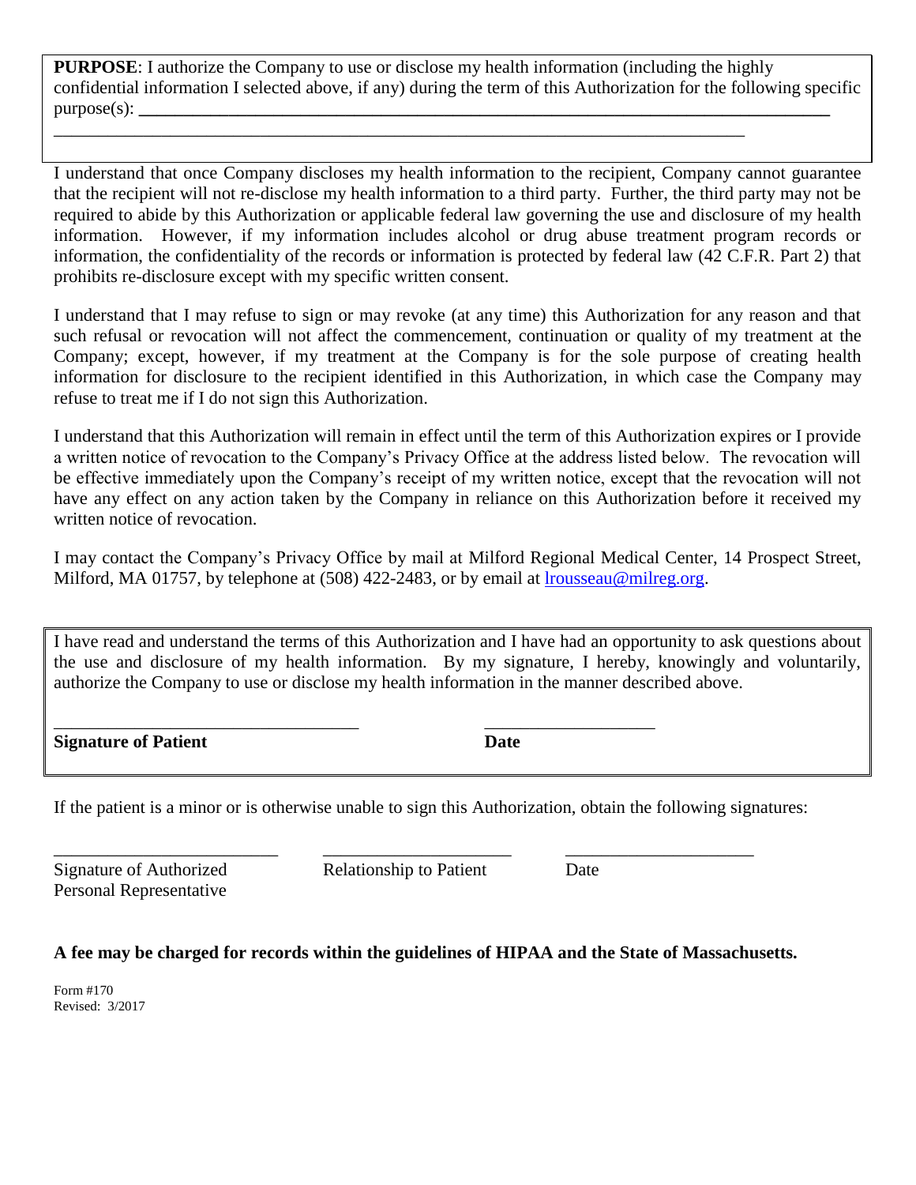**PURPOSE**: I authorize the Company to use or disclose my health information (including the highly confidential information I selected above, if any) during the term of this Authorization for the following specific purpose(s): ______________________________________________________________________________

______________________________________________________________________________

I understand that once Company discloses my health information to the recipient, Company cannot guarantee that the recipient will not re-disclose my health information to a third party. Further, the third party may not be required to abide by this Authorization or applicable federal law governing the use and disclosure of my health information. However, if my information includes alcohol or drug abuse treatment program records or information, the confidentiality of the records or information is protected by federal law (42 C.F.R. Part 2) that prohibits re-disclosure except with my specific written consent.

I understand that I may refuse to sign or may revoke (at any time) this Authorization for any reason and that such refusal or revocation will not affect the commencement, continuation or quality of my treatment at the Company; except, however, if my treatment at the Company is for the sole purpose of creating health information for disclosure to the recipient identified in this Authorization, in which case the Company may refuse to treat me if I do not sign this Authorization.

I understand that this Authorization will remain in effect until the term of this Authorization expires or I provide a written notice of revocation to the Company's Privacy Office at the address listed below. The revocation will be effective immediately upon the Company's receipt of my written notice, except that the revocation will not have any effect on any action taken by the Company in reliance on this Authorization before it received my written notice of revocation.

I may contact the Company's Privacy Office by mail at Milford Regional Medical Center, 14 Prospect Street, Milford, MA 01757, by telephone at (508) 422-2483, or by email at lrousseau@milreg.org.

I have read and understand the terms of this Authorization and I have had an opportunity to ask questions about the use and disclosure of my health information. By my signature, I hereby, knowingly and voluntarily, authorize the Company to use or disclose my health information in the manner described above.

___________________________________ ___________________

**Signature of Patient** **Date**

If the patient is a minor or is otherwise unable to sign this Authorization, obtain the following signatures:

_________________________ _____________________ _____________________

Signature of Authorized Personal Representative Relationship to Patient Date

**A fee may be charged for records within the guidelines of HIPAA and the State of Massachusetts.**

Form #170
Revised: 3/2017